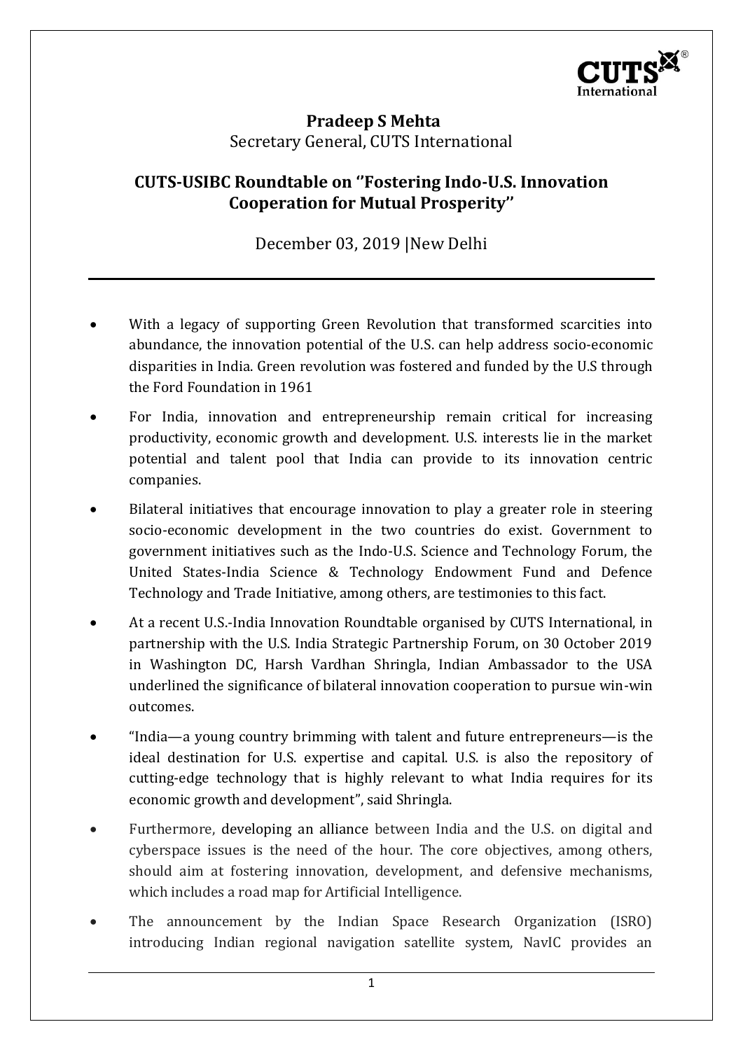**Pradeep S Mehta**
Secretary General, CUTS International

## CUTS-USIBC Roundtable on ''Fostering Indo-U.S. Innovation Cooperation for Mutual Prosperity''

December 03, 2019 |New Delhi

---

- With a legacy of supporting Green Revolution that transformed scarcities into abundance, the innovation potential of the U.S. can help address socio-economic disparities in India. Green revolution was fostered and funded by the U.S through the Ford Foundation in 1961
- For India, innovation and entrepreneurship remain critical for increasing productivity, economic growth and development. U.S. interests lie in the market potential and talent pool that India can provide to its innovation centric companies.
- Bilateral initiatives that encourage innovation to play a greater role in steering socio-economic development in the two countries do exist. Government to government initiatives such as the Indo-U.S. Science and Technology Forum, the United States-India Science & Technology Endowment Fund and Defence Technology and Trade Initiative, among others, are testimonies to this fact.
- At a recent U.S.-India Innovation Roundtable organised by CUTS International, in partnership with the U.S. India Strategic Partnership Forum, on 30 October 2019 in Washington DC, Harsh Vardhan Shringla, Indian Ambassador to the USA underlined the significance of bilateral innovation cooperation to pursue win-win outcomes.
- "India—a young country brimming with talent and future entrepreneurs—is the ideal destination for U.S. expertise and capital. U.S. is also the repository of cutting-edge technology that is highly relevant to what India requires for its economic growth and development", said Shringla.
- Furthermore, developing an alliance between India and the U.S. on digital and cyberspace issues is the need of the hour. The core objectives, among others, should aim at fostering innovation, development, and defensive mechanisms, which includes a road map for Artificial Intelligence.
- The announcement by the Indian Space Research Organization (ISRO) introducing Indian regional navigation satellite system, NavIC provides an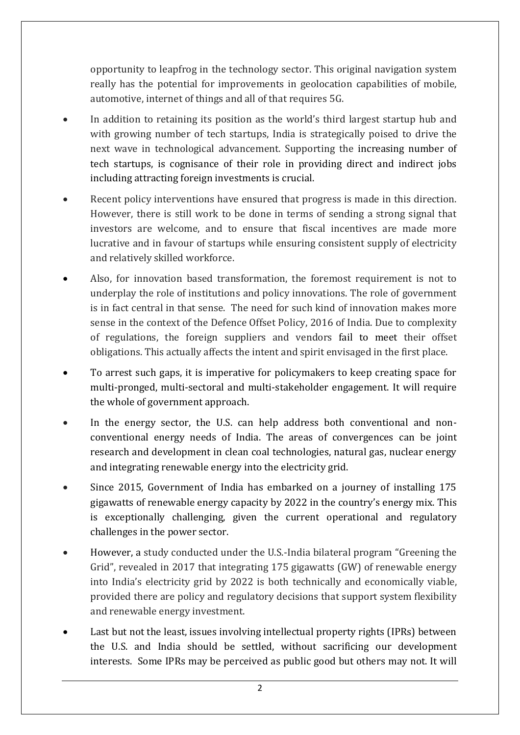opportunity to leapfrog in the technology sector. This original navigation system really has the potential for improvements in geolocation capabilities of mobile, automotive, internet of things and all of that requires 5G.

- In addition to retaining its position as the world's third largest startup hub and with growing number of tech startups, India is strategically poised to drive the next wave in technological advancement. Supporting the increasing number of tech startups, is cognisance of their role in providing direct and indirect jobs including attracting foreign investments is crucial.
- Recent policy interventions have ensured that progress is made in this direction. However, there is still work to be done in terms of sending a strong signal that investors are welcome, and to ensure that fiscal incentives are made more lucrative and in favour of startups while ensuring consistent supply of electricity and relatively skilled workforce.
- Also, for innovation based transformation, the foremost requirement is not to underplay the role of institutions and policy innovations. The role of government is in fact central in that sense. The need for such kind of innovation makes more sense in the context of the Defence Offset Policy, 2016 of India. Due to complexity of regulations, the foreign suppliers and vendors fail to meet their offset obligations. This actually affects the intent and spirit envisaged in the first place.
- To arrest such gaps, it is imperative for policymakers to keep creating space for multi-pronged, multi-sectoral and multi-stakeholder engagement. It will require the whole of government approach.
- In the energy sector, the U.S. can help address both conventional and non-conventional energy needs of India. The areas of convergences can be joint research and development in clean coal technologies, natural gas, nuclear energy and integrating renewable energy into the electricity grid.
- Since 2015, Government of India has embarked on a journey of installing 175 gigawatts of renewable energy capacity by 2022 in the country's energy mix. This is exceptionally challenging, given the current operational and regulatory challenges in the power sector.
- However, a study conducted under the U.S.-India bilateral program "Greening the Grid", revealed in 2017 that integrating 175 gigawatts (GW) of renewable energy into India's electricity grid by 2022 is both technically and economically viable, provided there are policy and regulatory decisions that support system flexibility and renewable energy investment.
- Last but not the least, issues involving intellectual property rights (IPRs) between the U.S. and India should be settled, without sacrificing our development interests. Some IPRs may be perceived as public good but others may not. It will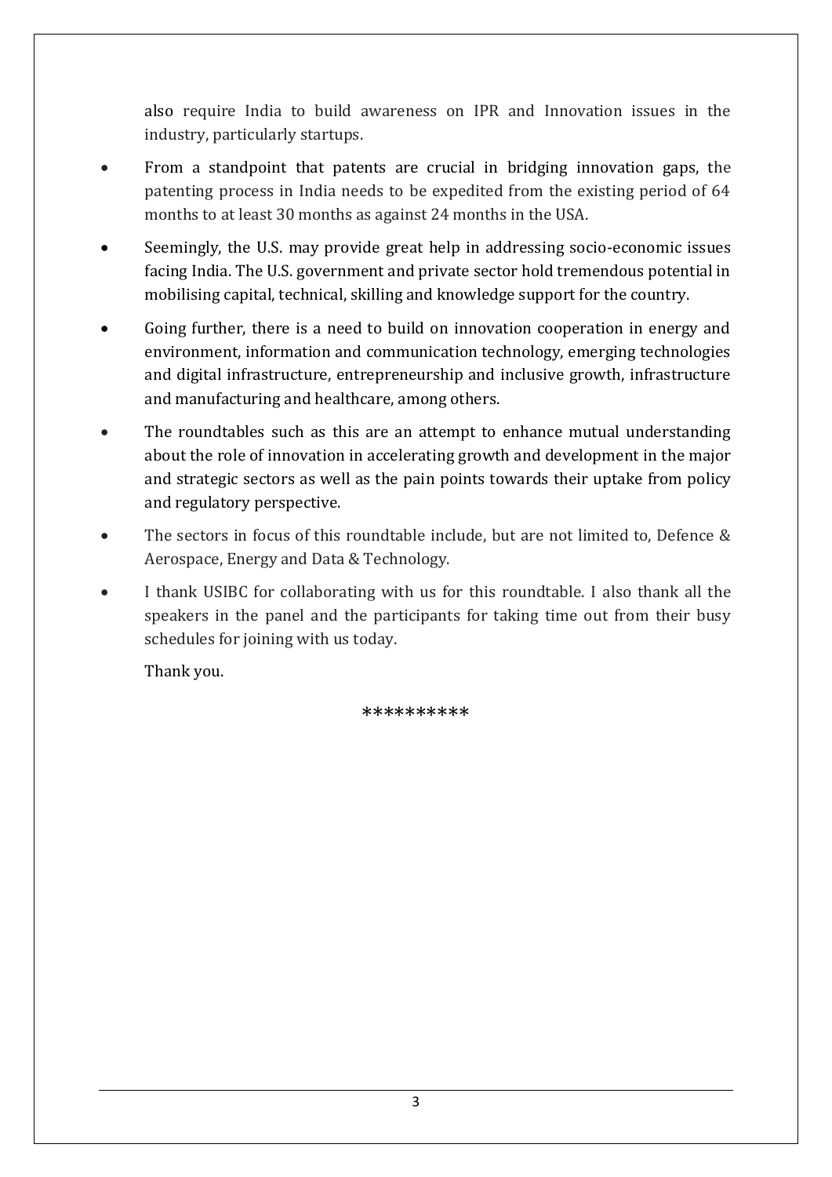also require India to build awareness on IPR and Innovation issues in the industry, particularly startups.

- From a standpoint that patents are crucial in bridging innovation gaps, the patenting process in India needs to be expedited from the existing period of 64 months to at least 30 months as against 24 months in the USA.
- Seemingly, the U.S. may provide great help in addressing socio-economic issues facing India. The U.S. government and private sector hold tremendous potential in mobilising capital, technical, skilling and knowledge support for the country.
- Going further, there is a need to build on innovation cooperation in energy and environment, information and communication technology, emerging technologies and digital infrastructure, entrepreneurship and inclusive growth, infrastructure and manufacturing and healthcare, among others.
- The roundtables such as this are an attempt to enhance mutual understanding about the role of innovation in accelerating growth and development in the major and strategic sectors as well as the pain points towards their uptake from policy and regulatory perspective.
- The sectors in focus of this roundtable include, but are not limited to, Defence & Aerospace, Energy and Data & Technology.
- I thank USIBC for collaborating with us for this roundtable. I also thank all the speakers in the panel and the participants for taking time out from their busy schedules for joining with us today.

  Thank you.

**********